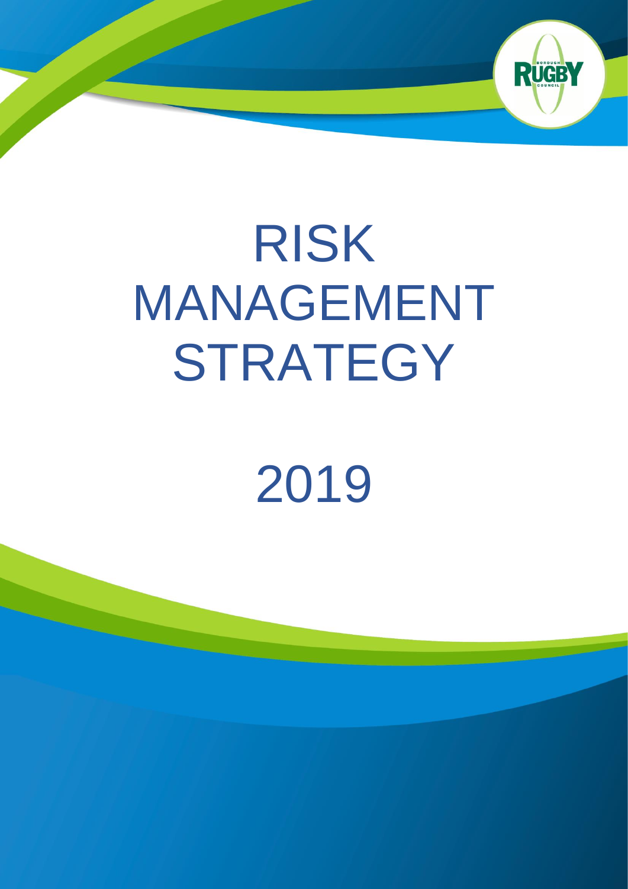# RISK MANAGEMENT STRATEGY

# 2019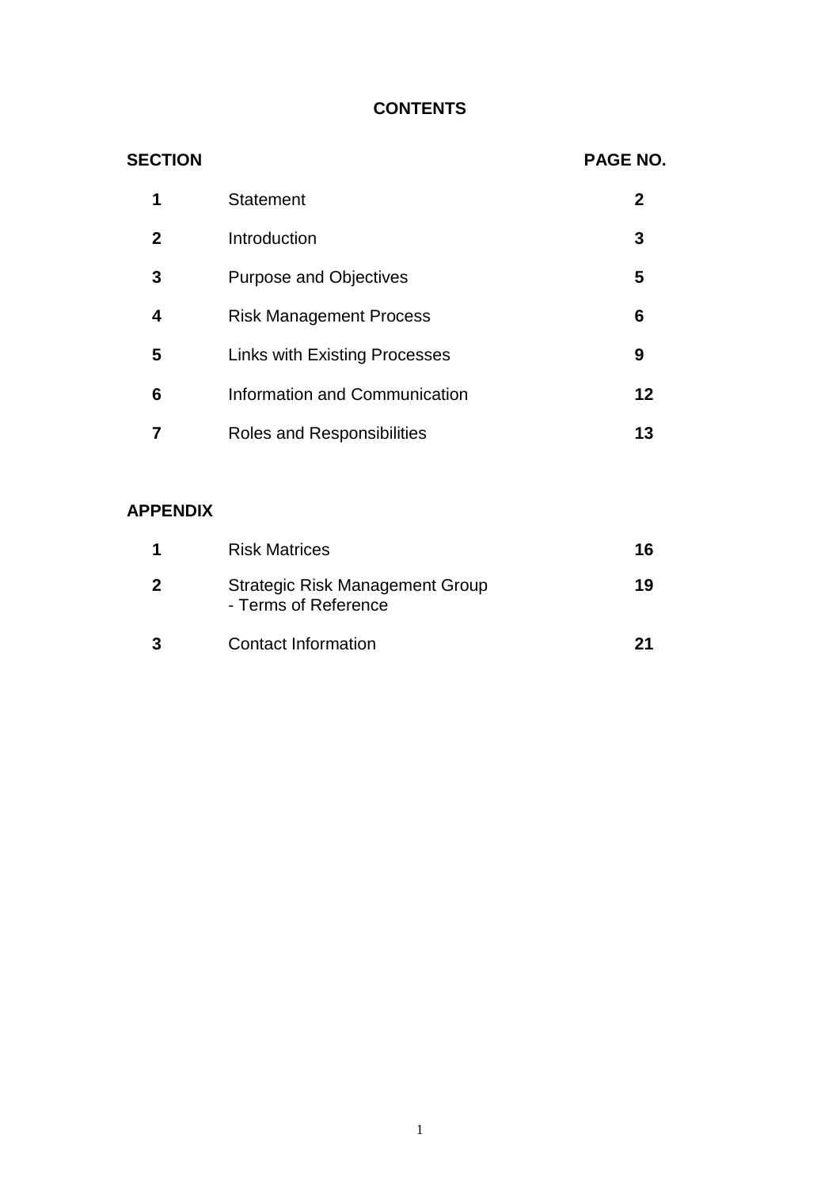# CONTENTS

| SECTION | | PAGE NO. |
|---|---|---|
| **1** | Statement | **2** |
| **2** | Introduction | **3** |
| **3** | Purpose and Objectives | **5** |
| **4** | Risk Management Process | **6** |
| **5** | Links with Existing Processes | **9** |
| **6** | Information and Communication | **12** |
| **7** | Roles and Responsibilities | **13** |

**APPENDIX**

| | | |
|---|---|---|
| **1** | Risk Matrices | **16** |
| **2** | Strategic Risk Management Group - Terms of Reference | **19** |
| **3** | Contact Information | **21** |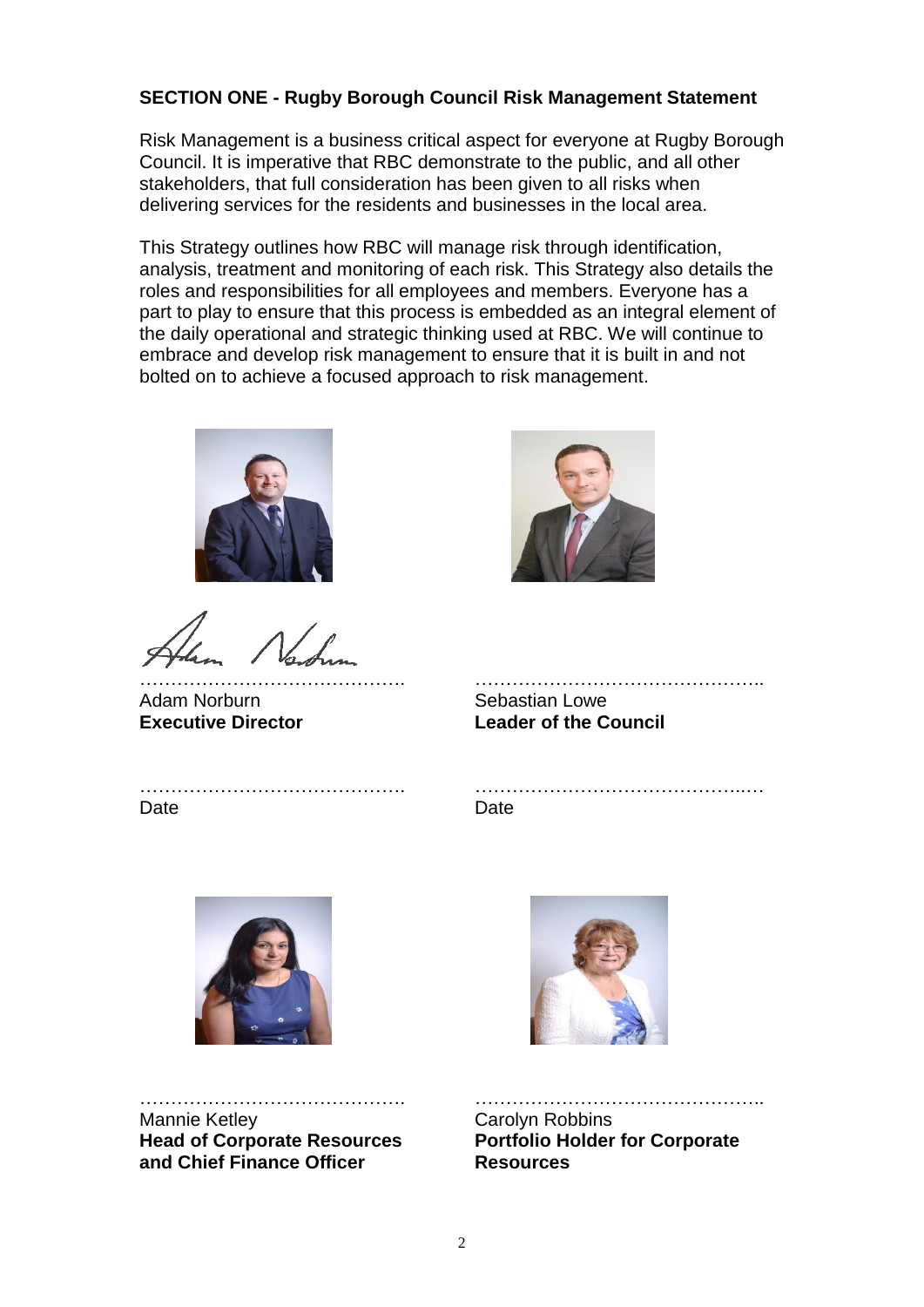## SECTION ONE - Rugby Borough Council Risk Management Statement

Risk Management is a business critical aspect for everyone at Rugby Borough Council. It is imperative that RBC demonstrate to the public, and all other stakeholders, that full consideration has been given to all risks when delivering services for the residents and businesses in the local area.

This Strategy outlines how RBC will manage risk through identification, analysis, treatment and monitoring of each risk. This Strategy also details the roles and responsibilities for all employees and members. Everyone has a part to play to ensure that this process is embedded as an integral element of the daily operational and strategic thinking used at RBC. We will continue to embrace and develop risk management to ensure that it is built in and not bolted on to achieve a focused approach to risk management.

…………………………………….
Adam Norburn
**Executive Director**

…………………………………….
Date

………………………………………..
Sebastian Lowe
**Leader of the Council**

……………………………………..…
Date

…………………………………….
Mannie Ketley
**Head of Corporate Resources and Chief Finance Officer**

………………………………………..
Carolyn Robbins
**Portfolio Holder for Corporate Resources**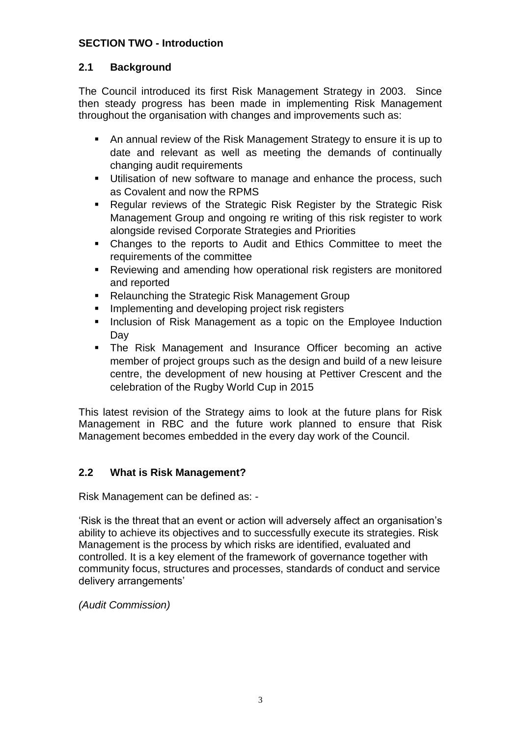## SECTION TWO - Introduction

### 2.1 Background

The Council introduced its first Risk Management Strategy in 2003. Since then steady progress has been made in implementing Risk Management throughout the organisation with changes and improvements such as:

- An annual review of the Risk Management Strategy to ensure it is up to date and relevant as well as meeting the demands of continually changing audit requirements
- Utilisation of new software to manage and enhance the process, such as Covalent and now the RPMS
- Regular reviews of the Strategic Risk Register by the Strategic Risk Management Group and ongoing re writing of this risk register to work alongside revised Corporate Strategies and Priorities
- Changes to the reports to Audit and Ethics Committee to meet the requirements of the committee
- Reviewing and amending how operational risk registers are monitored and reported
- Relaunching the Strategic Risk Management Group
- Implementing and developing project risk registers
- Inclusion of Risk Management as a topic on the Employee Induction Day
- The Risk Management and Insurance Officer becoming an active member of project groups such as the design and build of a new leisure centre, the development of new housing at Pettiver Crescent and the celebration of the Rugby World Cup in 2015

This latest revision of the Strategy aims to look at the future plans for Risk Management in RBC and the future work planned to ensure that Risk Management becomes embedded in the every day work of the Council.

### 2.2 What is Risk Management?

Risk Management can be defined as: -

'Risk is the threat that an event or action will adversely affect an organisation's ability to achieve its objectives and to successfully execute its strategies. Risk Management is the process by which risks are identified, evaluated and controlled. It is a key element of the framework of governance together with community focus, structures and processes, standards of conduct and service delivery arrangements'

*(Audit Commission)*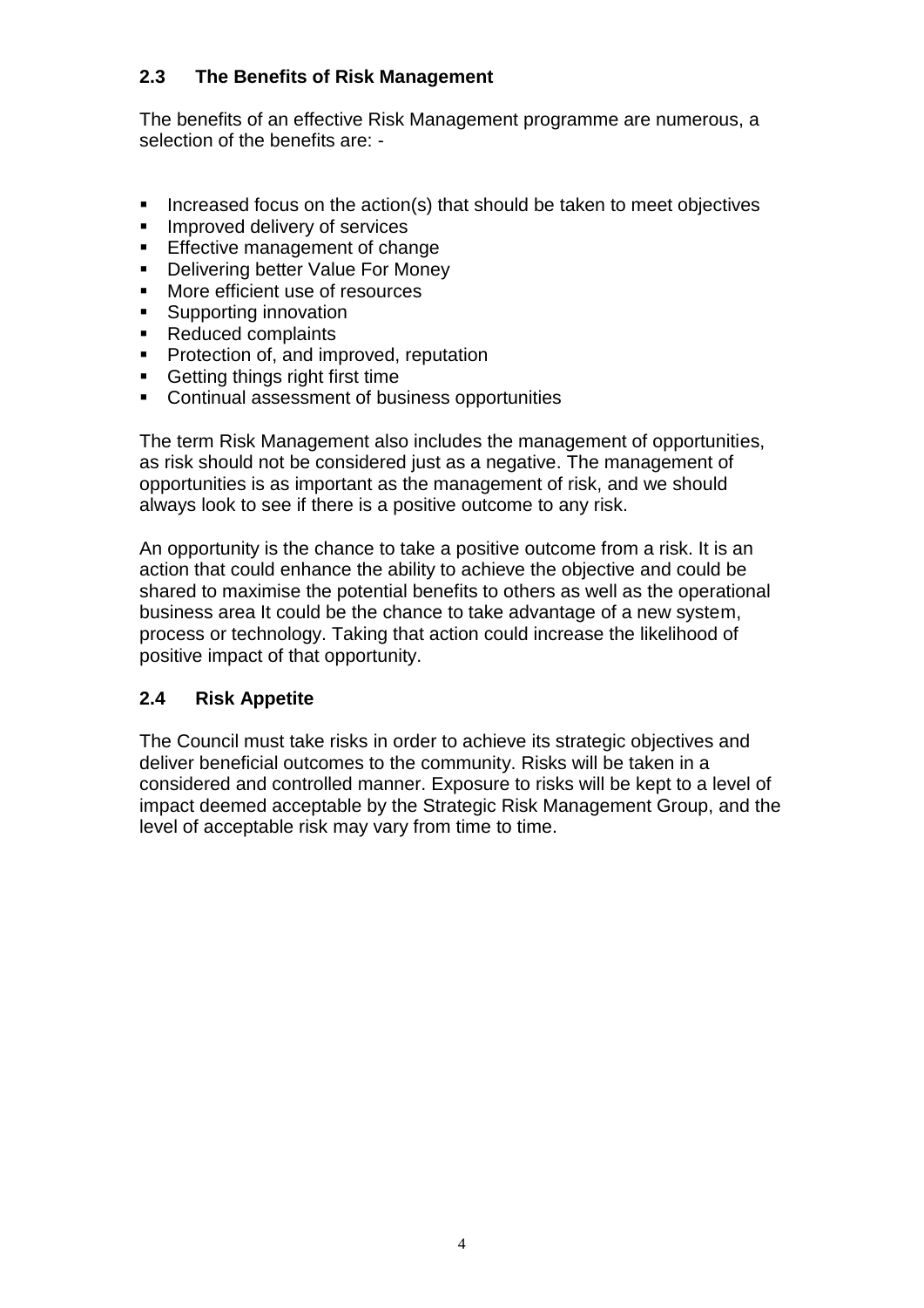## 2.3 The Benefits of Risk Management

The benefits of an effective Risk Management programme are numerous, a selection of the benefits are: -

- Increased focus on the action(s) that should be taken to meet objectives
- Improved delivery of services
- Effective management of change
- Delivering better Value For Money
- More efficient use of resources
- Supporting innovation
- Reduced complaints
- Protection of, and improved, reputation
- Getting things right first time
- Continual assessment of business opportunities

The term Risk Management also includes the management of opportunities, as risk should not be considered just as a negative. The management of opportunities is as important as the management of risk, and we should always look to see if there is a positive outcome to any risk.

An opportunity is the chance to take a positive outcome from a risk. It is an action that could enhance the ability to achieve the objective and could be shared to maximise the potential benefits to others as well as the operational business area It could be the chance to take advantage of a new system, process or technology. Taking that action could increase the likelihood of positive impact of that opportunity.

## 2.4 Risk Appetite

The Council must take risks in order to achieve its strategic objectives and deliver beneficial outcomes to the community. Risks will be taken in a considered and controlled manner. Exposure to risks will be kept to a level of impact deemed acceptable by the Strategic Risk Management Group, and the level of acceptable risk may vary from time to time.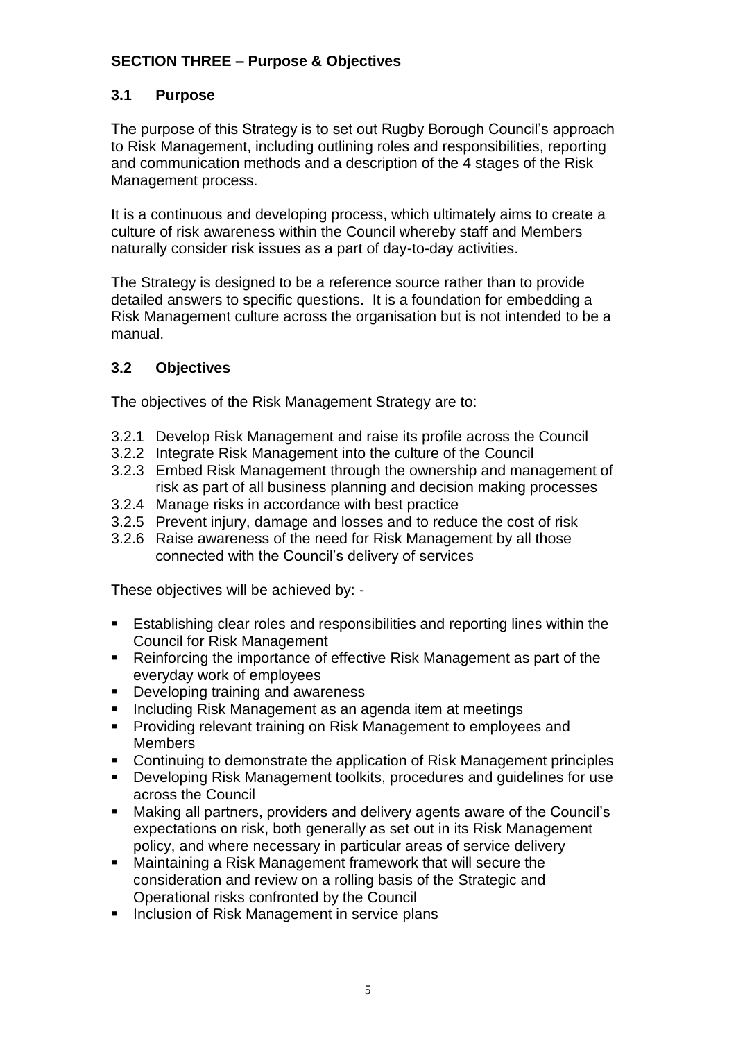## SECTION THREE – Purpose & Objectives

### 3.1 Purpose

The purpose of this Strategy is to set out Rugby Borough Council's approach to Risk Management, including outlining roles and responsibilities, reporting and communication methods and a description of the 4 stages of the Risk Management process.

It is a continuous and developing process, which ultimately aims to create a culture of risk awareness within the Council whereby staff and Members naturally consider risk issues as a part of day-to-day activities.

The Strategy is designed to be a reference source rather than to provide detailed answers to specific questions. It is a foundation for embedding a Risk Management culture across the organisation but is not intended to be a manual.

### 3.2 Objectives

The objectives of the Risk Management Strategy are to:

3.2.1 Develop Risk Management and raise its profile across the Council
3.2.2 Integrate Risk Management into the culture of the Council
3.2.3 Embed Risk Management through the ownership and management of risk as part of all business planning and decision making processes
3.2.4 Manage risks in accordance with best practice
3.2.5 Prevent injury, damage and losses and to reduce the cost of risk
3.2.6 Raise awareness of the need for Risk Management by all those connected with the Council's delivery of services

These objectives will be achieved by: -

- Establishing clear roles and responsibilities and reporting lines within the Council for Risk Management
- Reinforcing the importance of effective Risk Management as part of the everyday work of employees
- Developing training and awareness
- Including Risk Management as an agenda item at meetings
- Providing relevant training on Risk Management to employees and Members
- Continuing to demonstrate the application of Risk Management principles
- Developing Risk Management toolkits, procedures and guidelines for use across the Council
- Making all partners, providers and delivery agents aware of the Council's expectations on risk, both generally as set out in its Risk Management policy, and where necessary in particular areas of service delivery
- Maintaining a Risk Management framework that will secure the consideration and review on a rolling basis of the Strategic and Operational risks confronted by the Council
- Inclusion of Risk Management in service plans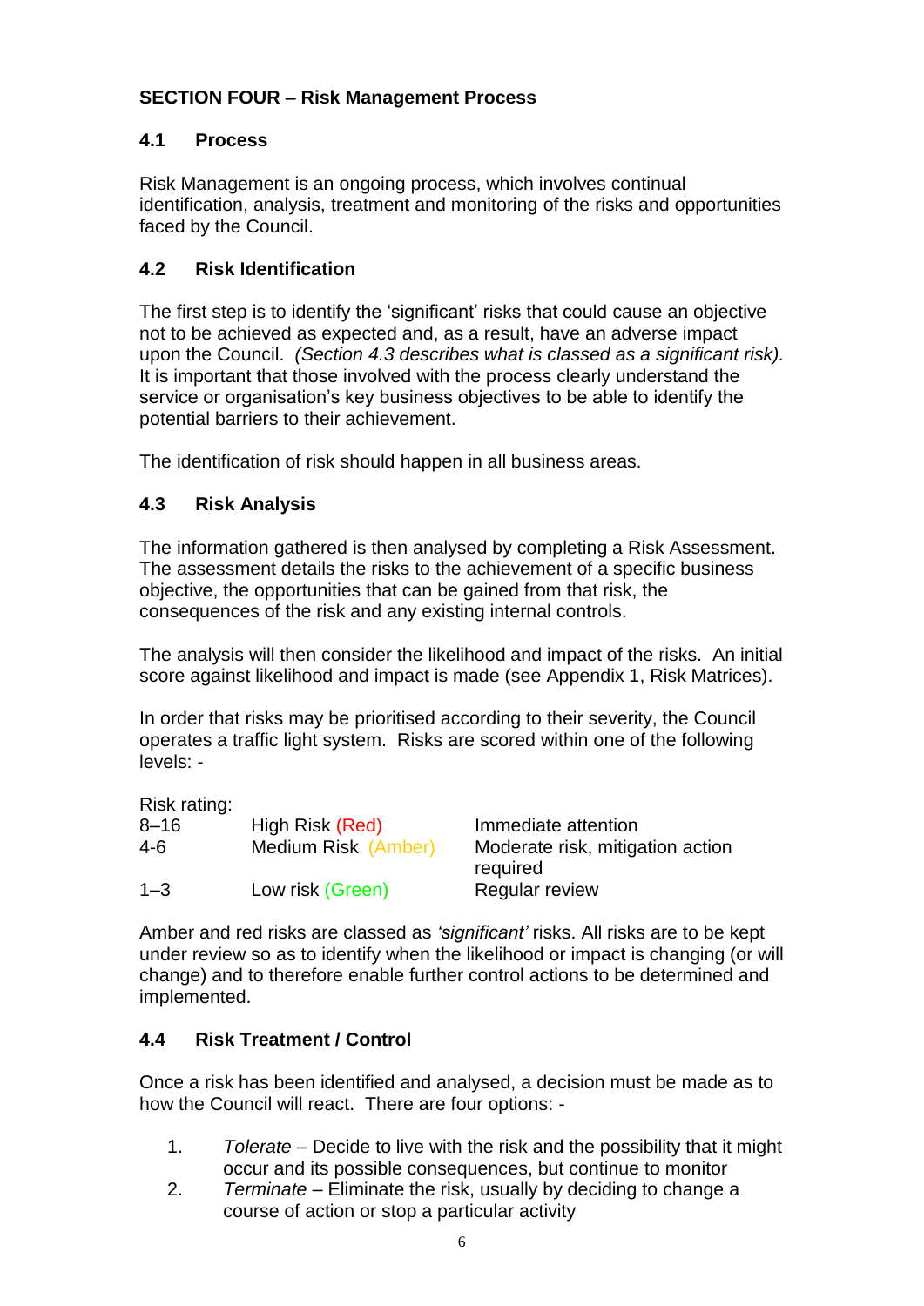**SECTION FOUR – Risk Management Process**

**4.1 Process**

Risk Management is an ongoing process, which involves continual identification, analysis, treatment and monitoring of the risks and opportunities faced by the Council.

**4.2 Risk Identification**

The first step is to identify the 'significant' risks that could cause an objective not to be achieved as expected and, as a result, have an adverse impact upon the Council. *(Section 4.3 describes what is classed as a significant risk).* It is important that those involved with the process clearly understand the service or organisation's key business objectives to be able to identify the potential barriers to their achievement.

The identification of risk should happen in all business areas.

**4.3 Risk Analysis**

The information gathered is then analysed by completing a Risk Assessment. The assessment details the risks to the achievement of a specific business objective, the opportunities that can be gained from that risk, the consequences of the risk and any existing internal controls.

The analysis will then consider the likelihood and impact of the risks. An initial score against likelihood and impact is made (see Appendix 1, Risk Matrices).

In order that risks may be prioritised according to their severity, the Council operates a traffic light system. Risks are scored within one of the following levels: -

Risk rating:

| | | |
|---|---|---|
| 8–16 | High Risk (Red) | Immediate attention |
| 4-6 | Medium Risk (Amber) | Moderate risk, mitigation action required |
| 1–3 | Low risk (Green) | Regular review |

Amber and red risks are classed as *'significant'* risks. All risks are to be kept under review so as to identify when the likelihood or impact is changing (or will change) and to therefore enable further control actions to be determined and implemented.

**4.4 Risk Treatment / Control**

Once a risk has been identified and analysed, a decision must be made as to how the Council will react. There are four options: -

1. *Tolerate* – Decide to live with the risk and the possibility that it might occur and its possible consequences, but continue to monitor
2. *Terminate* – Eliminate the risk, usually by deciding to change a course of action or stop a particular activity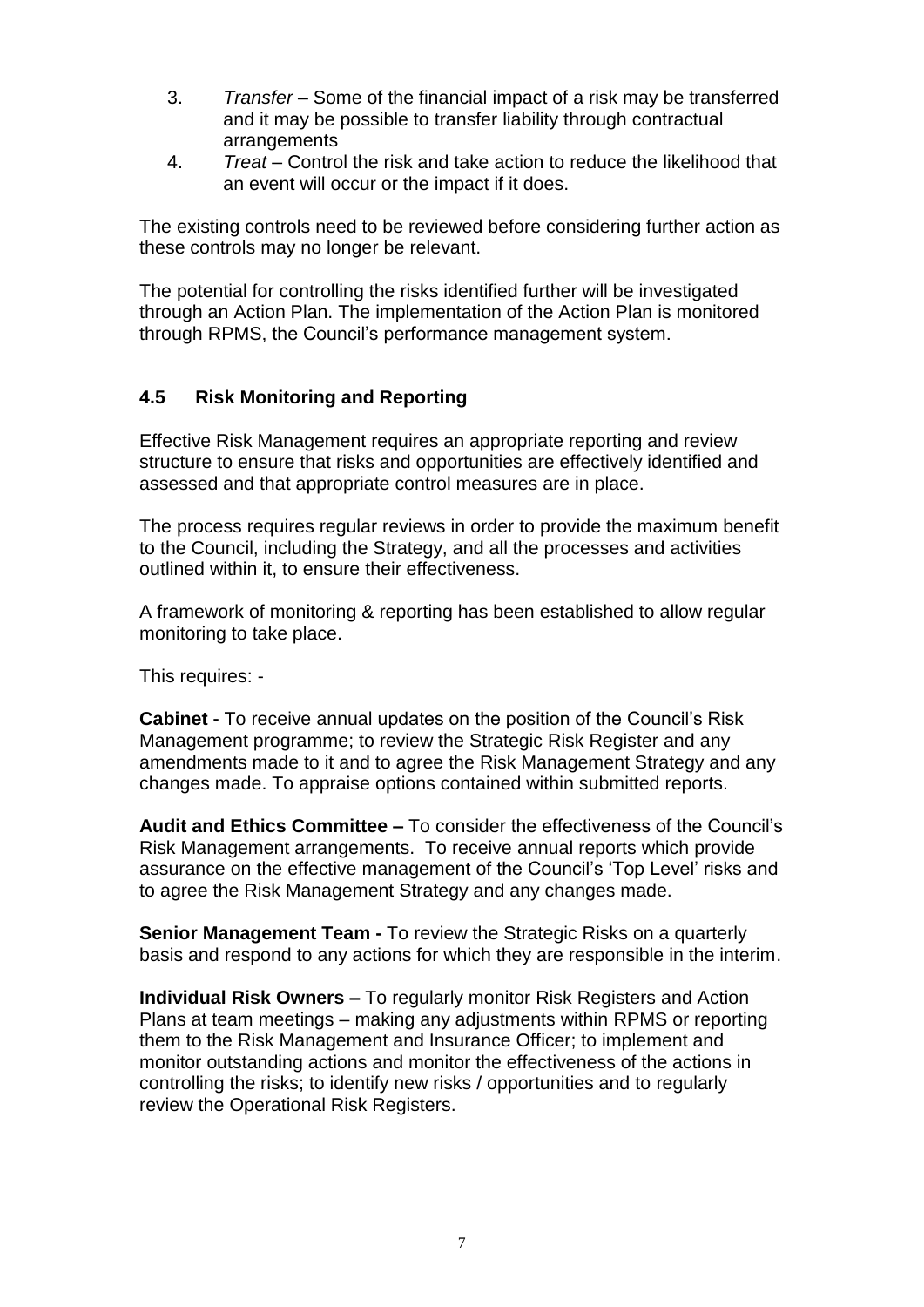3. *Transfer* – Some of the financial impact of a risk may be transferred and it may be possible to transfer liability through contractual arrangements
4. *Treat* – Control the risk and take action to reduce the likelihood that an event will occur or the impact if it does.

The existing controls need to be reviewed before considering further action as these controls may no longer be relevant.

The potential for controlling the risks identified further will be investigated through an Action Plan. The implementation of the Action Plan is monitored through RPMS, the Council's performance management system.

### 4.5 Risk Monitoring and Reporting

Effective Risk Management requires an appropriate reporting and review structure to ensure that risks and opportunities are effectively identified and assessed and that appropriate control measures are in place.

The process requires regular reviews in order to provide the maximum benefit to the Council, including the Strategy, and all the processes and activities outlined within it, to ensure their effectiveness.

A framework of monitoring & reporting has been established to allow regular monitoring to take place.

This requires: -

**Cabinet -** To receive annual updates on the position of the Council's Risk Management programme; to review the Strategic Risk Register and any amendments made to it and to agree the Risk Management Strategy and any changes made. To appraise options contained within submitted reports.

**Audit and Ethics Committee –** To consider the effectiveness of the Council's Risk Management arrangements. To receive annual reports which provide assurance on the effective management of the Council's 'Top Level' risks and to agree the Risk Management Strategy and any changes made.

**Senior Management Team -** To review the Strategic Risks on a quarterly basis and respond to any actions for which they are responsible in the interim.

**Individual Risk Owners –** To regularly monitor Risk Registers and Action Plans at team meetings – making any adjustments within RPMS or reporting them to the Risk Management and Insurance Officer; to implement and monitor outstanding actions and monitor the effectiveness of the actions in controlling the risks; to identify new risks / opportunities and to regularly review the Operational Risk Registers.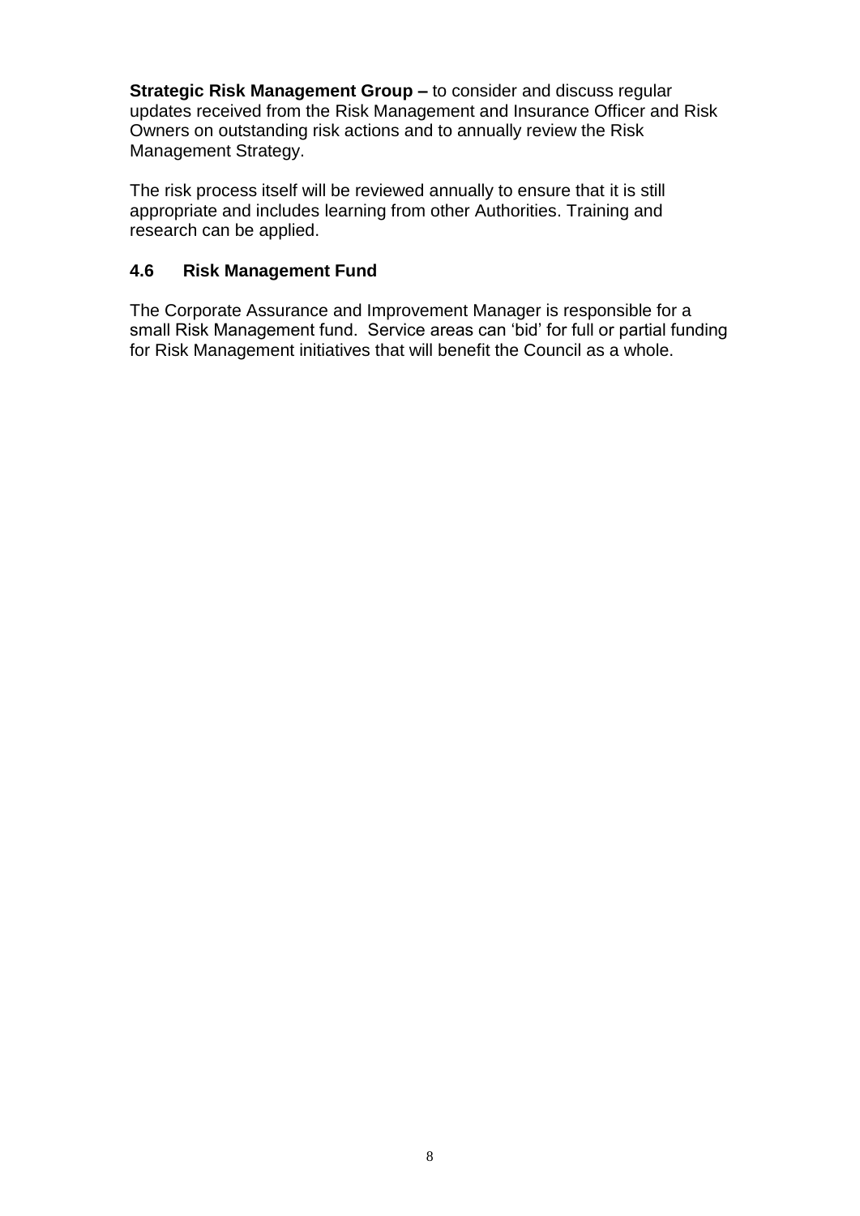**Strategic Risk Management Group –** to consider and discuss regular updates received from the Risk Management and Insurance Officer and Risk Owners on outstanding risk actions and to annually review the Risk Management Strategy.

The risk process itself will be reviewed annually to ensure that it is still appropriate and includes learning from other Authorities. Training and research can be applied.

### 4.6 Risk Management Fund

The Corporate Assurance and Improvement Manager is responsible for a small Risk Management fund. Service areas can 'bid' for full or partial funding for Risk Management initiatives that will benefit the Council as a whole.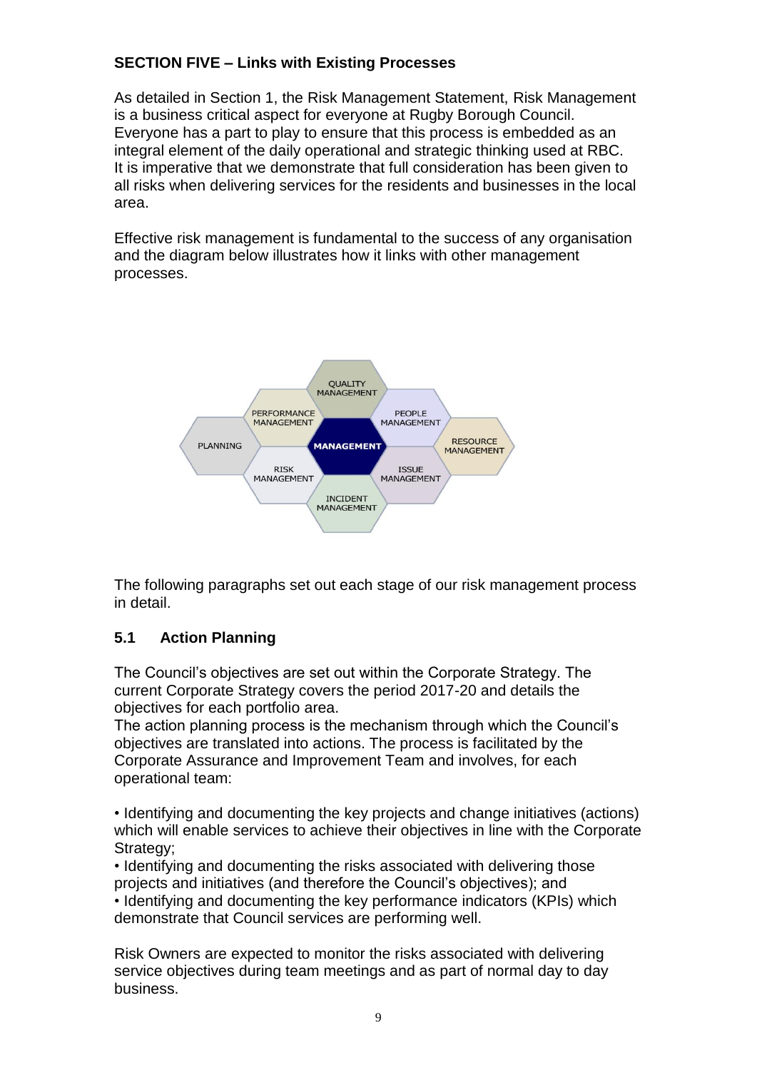**SECTION FIVE – Links with Existing Processes**

As detailed in Section 1, the Risk Management Statement, Risk Management is a business critical aspect for everyone at Rugby Borough Council. Everyone has a part to play to ensure that this process is embedded as an integral element of the daily operational and strategic thinking used at RBC. It is imperative that we demonstrate that full consideration has been given to all risks when delivering services for the residents and businesses in the local area.

Effective risk management is fundamental to the success of any organisation and the diagram below illustrates how it links with other management processes.

QUALITY MANAGEMENT
PERFORMANCE MANAGEMENT
PEOPLE MANAGEMENT
PLANNING
MANAGEMENT
RESOURCE MANAGEMENT
RISK MANAGEMENT
ISSUE MANAGEMENT
INCIDENT MANAGEMENT

The following paragraphs set out each stage of our risk management process in detail.

### 5.1 Action Planning

The Council's objectives are set out within the Corporate Strategy. The current Corporate Strategy covers the period 2017-20 and details the objectives for each portfolio area.
The action planning process is the mechanism through which the Council's objectives are translated into actions. The process is facilitated by the Corporate Assurance and Improvement Team and involves, for each operational team:

- Identifying and documenting the key projects and change initiatives (actions) which will enable services to achieve their objectives in line with the Corporate Strategy;
- Identifying and documenting the risks associated with delivering those projects and initiatives (and therefore the Council's objectives); and
- Identifying and documenting the key performance indicators (KPIs) which demonstrate that Council services are performing well.

Risk Owners are expected to monitor the risks associated with delivering service objectives during team meetings and as part of normal day to day business.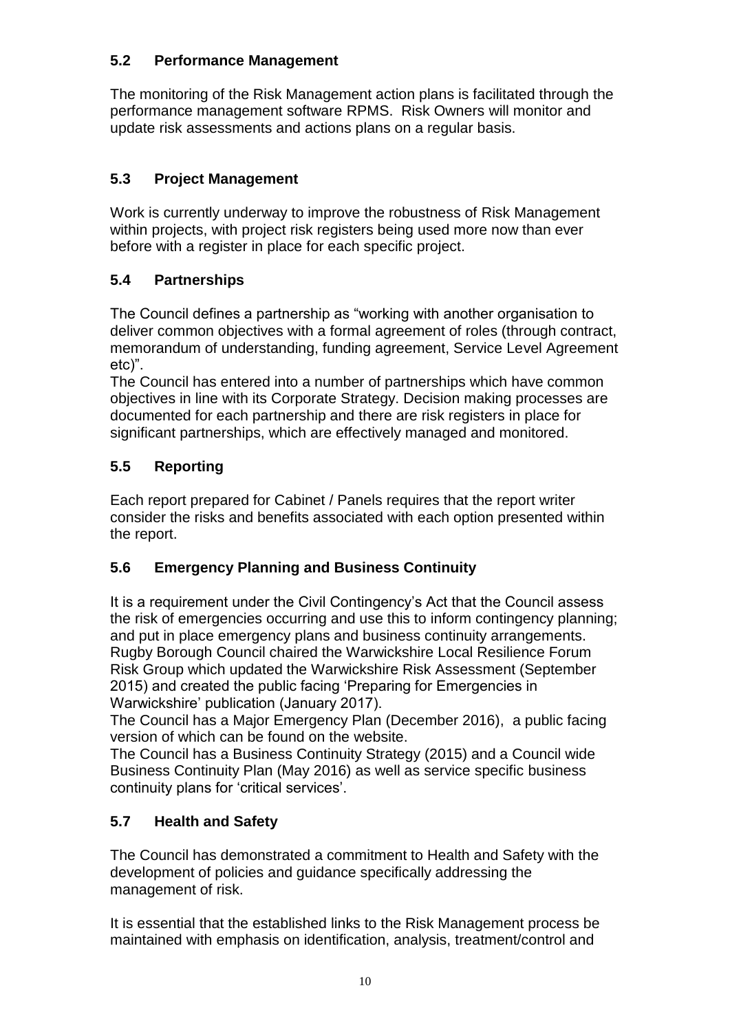### 5.2 Performance Management

The monitoring of the Risk Management action plans is facilitated through the performance management software RPMS. Risk Owners will monitor and update risk assessments and actions plans on a regular basis.

### 5.3 Project Management

Work is currently underway to improve the robustness of Risk Management within projects, with project risk registers being used more now than ever before with a register in place for each specific project.

### 5.4 Partnerships

The Council defines a partnership as "working with another organisation to deliver common objectives with a formal agreement of roles (through contract, memorandum of understanding, funding agreement, Service Level Agreement etc)".

The Council has entered into a number of partnerships which have common objectives in line with its Corporate Strategy. Decision making processes are documented for each partnership and there are risk registers in place for significant partnerships, which are effectively managed and monitored.

### 5.5 Reporting

Each report prepared for Cabinet / Panels requires that the report writer consider the risks and benefits associated with each option presented within the report.

### 5.6 Emergency Planning and Business Continuity

It is a requirement under the Civil Contingency's Act that the Council assess the risk of emergencies occurring and use this to inform contingency planning; and put in place emergency plans and business continuity arrangements. Rugby Borough Council chaired the Warwickshire Local Resilience Forum Risk Group which updated the Warwickshire Risk Assessment (September 2015) and created the public facing 'Preparing for Emergencies in Warwickshire' publication (January 2017).

The Council has a Major Emergency Plan (December 2016), a public facing version of which can be found on the website.

The Council has a Business Continuity Strategy (2015) and a Council wide Business Continuity Plan (May 2016) as well as service specific business continuity plans for 'critical services'.

### 5.7 Health and Safety

The Council has demonstrated a commitment to Health and Safety with the development of policies and guidance specifically addressing the management of risk.

It is essential that the established links to the Risk Management process be maintained with emphasis on identification, analysis, treatment/control and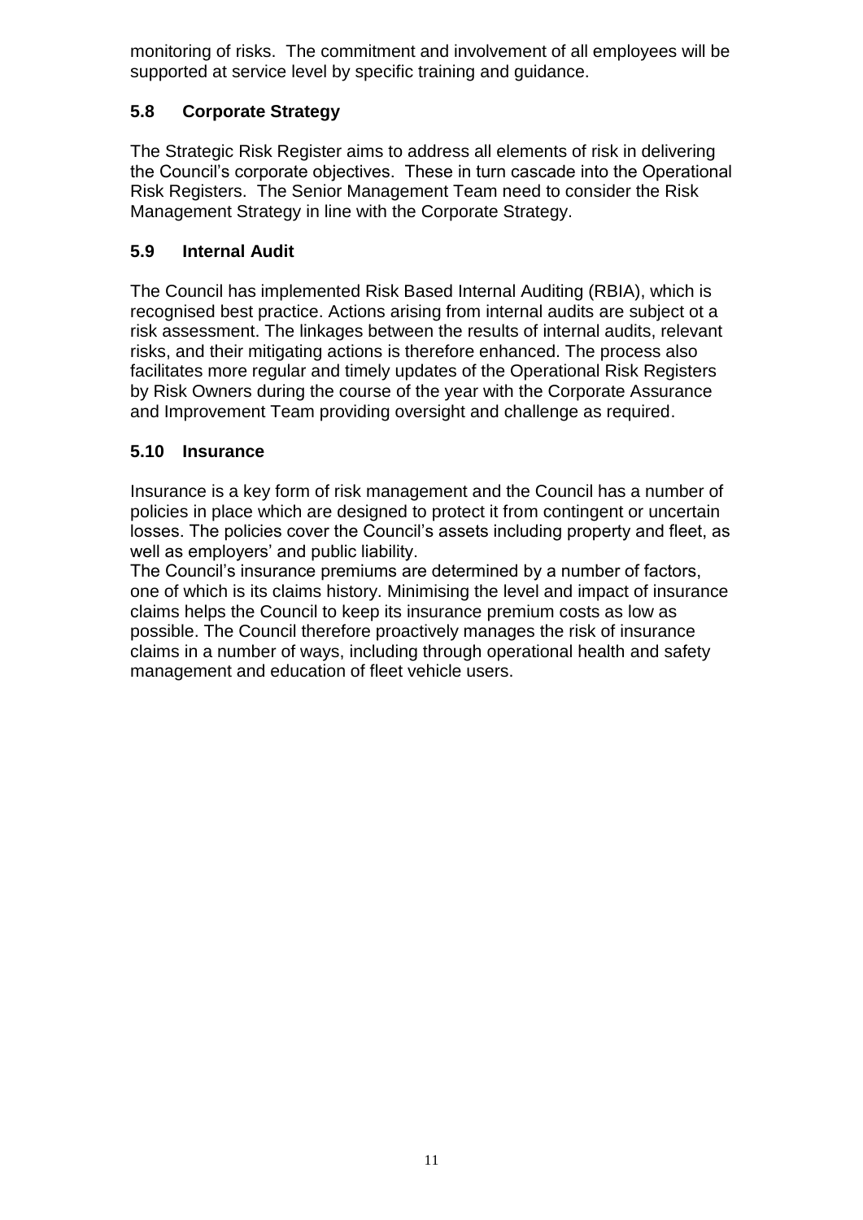monitoring of risks. The commitment and involvement of all employees will be supported at service level by specific training and guidance.

### 5.8 Corporate Strategy

The Strategic Risk Register aims to address all elements of risk in delivering the Council's corporate objectives. These in turn cascade into the Operational Risk Registers. The Senior Management Team need to consider the Risk Management Strategy in line with the Corporate Strategy.

### 5.9 Internal Audit

The Council has implemented Risk Based Internal Auditing (RBIA), which is recognised best practice. Actions arising from internal audits are subject ot a risk assessment. The linkages between the results of internal audits, relevant risks, and their mitigating actions is therefore enhanced. The process also facilitates more regular and timely updates of the Operational Risk Registers by Risk Owners during the course of the year with the Corporate Assurance and Improvement Team providing oversight and challenge as required.

### 5.10 Insurance

Insurance is a key form of risk management and the Council has a number of policies in place which are designed to protect it from contingent or uncertain losses. The policies cover the Council's assets including property and fleet, as well as employers' and public liability.

The Council's insurance premiums are determined by a number of factors, one of which is its claims history. Minimising the level and impact of insurance claims helps the Council to keep its insurance premium costs as low as possible. The Council therefore proactively manages the risk of insurance claims in a number of ways, including through operational health and safety management and education of fleet vehicle users.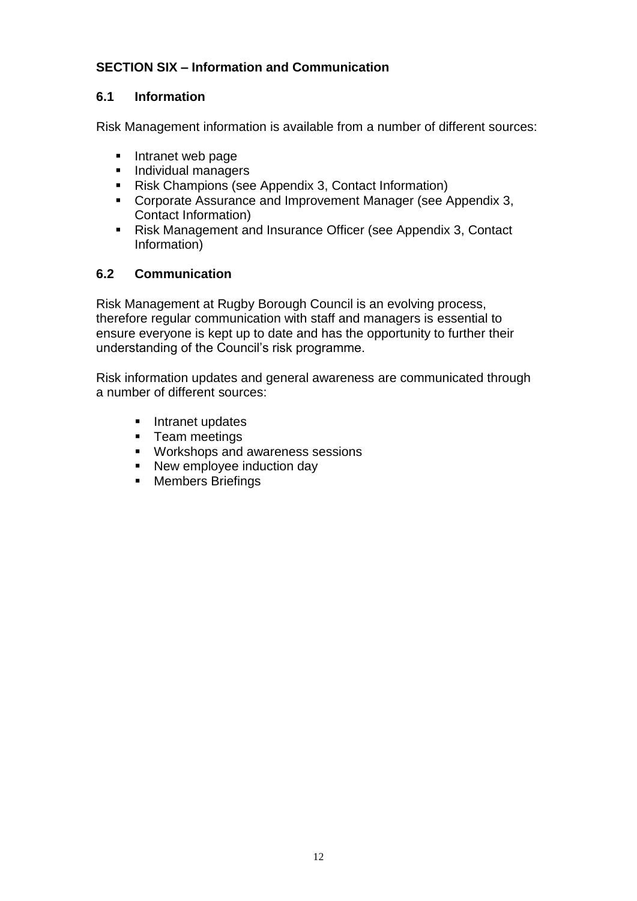## SECTION SIX – Information and Communication

### 6.1 Information

Risk Management information is available from a number of different sources:

- Intranet web page
- Individual managers
- Risk Champions (see Appendix 3, Contact Information)
- Corporate Assurance and Improvement Manager (see Appendix 3, Contact Information)
- Risk Management and Insurance Officer (see Appendix 3, Contact Information)

### 6.2 Communication

Risk Management at Rugby Borough Council is an evolving process, therefore regular communication with staff and managers is essential to ensure everyone is kept up to date and has the opportunity to further their understanding of the Council's risk programme.

Risk information updates and general awareness are communicated through a number of different sources:

- Intranet updates
- Team meetings
- Workshops and awareness sessions
- New employee induction day
- Members Briefings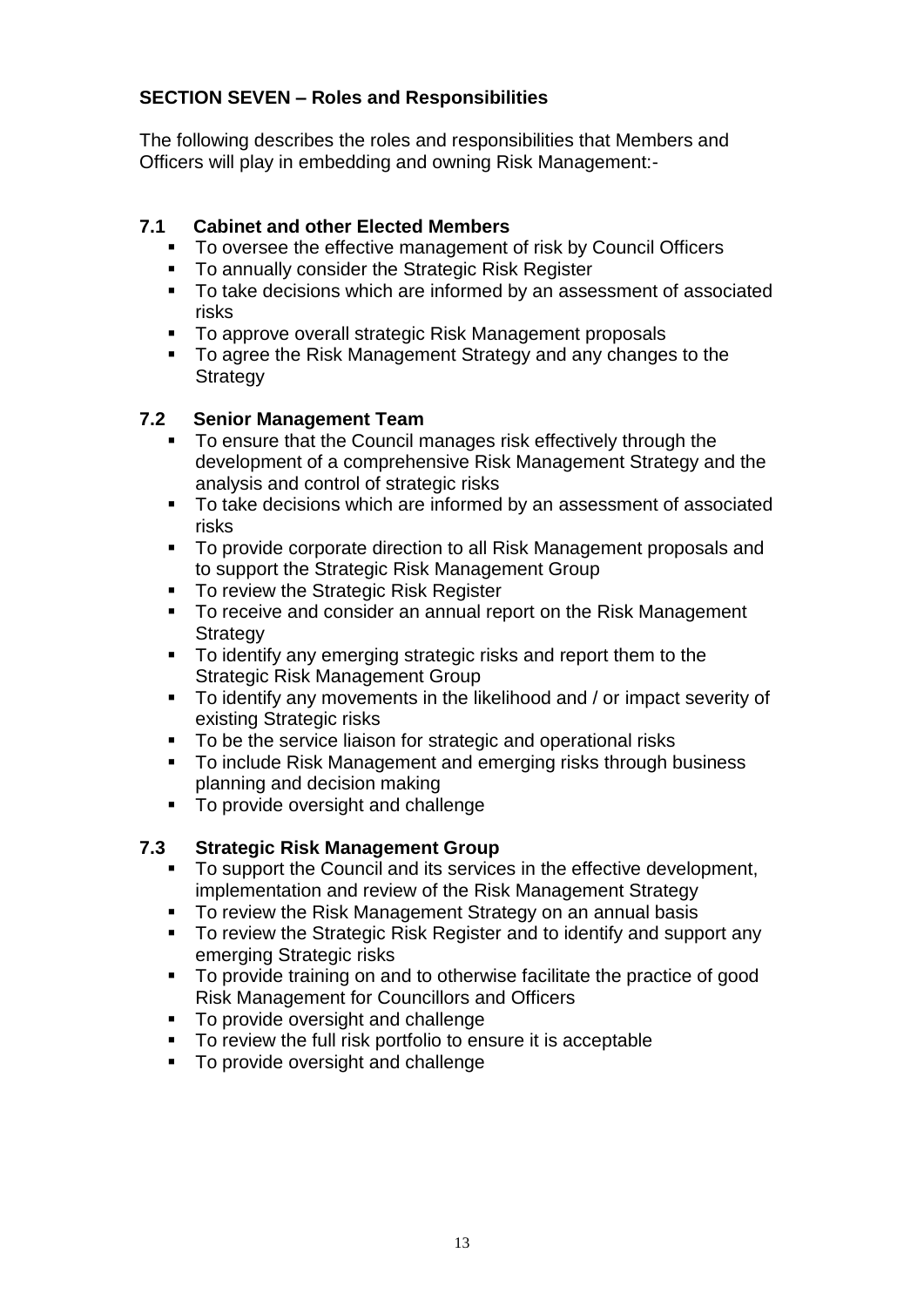## SECTION SEVEN – Roles and Responsibilities

The following describes the roles and responsibilities that Members and Officers will play in embedding and owning Risk Management:-

### 7.1 Cabinet and other Elected Members

- To oversee the effective management of risk by Council Officers
- To annually consider the Strategic Risk Register
- To take decisions which are informed by an assessment of associated risks
- To approve overall strategic Risk Management proposals
- To agree the Risk Management Strategy and any changes to the Strategy

### 7.2 Senior Management Team

- To ensure that the Council manages risk effectively through the development of a comprehensive Risk Management Strategy and the analysis and control of strategic risks
- To take decisions which are informed by an assessment of associated risks
- To provide corporate direction to all Risk Management proposals and to support the Strategic Risk Management Group
- To review the Strategic Risk Register
- To receive and consider an annual report on the Risk Management Strategy
- To identify any emerging strategic risks and report them to the Strategic Risk Management Group
- To identify any movements in the likelihood and / or impact severity of existing Strategic risks
- To be the service liaison for strategic and operational risks
- To include Risk Management and emerging risks through business planning and decision making
- To provide oversight and challenge

### 7.3 Strategic Risk Management Group

- To support the Council and its services in the effective development, implementation and review of the Risk Management Strategy
- To review the Risk Management Strategy on an annual basis
- To review the Strategic Risk Register and to identify and support any emerging Strategic risks
- To provide training on and to otherwise facilitate the practice of good Risk Management for Councillors and Officers
- To provide oversight and challenge
- To review the full risk portfolio to ensure it is acceptable
- To provide oversight and challenge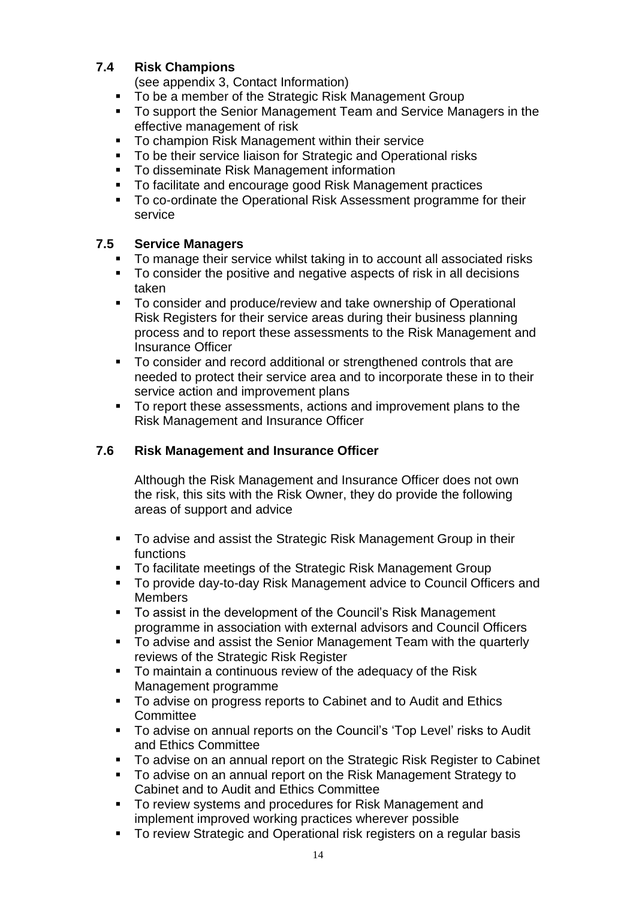### 7.4 Risk Champions

(see appendix 3, Contact Information)

- To be a member of the Strategic Risk Management Group
- To support the Senior Management Team and Service Managers in the effective management of risk
- To champion Risk Management within their service
- To be their service liaison for Strategic and Operational risks
- To disseminate Risk Management information
- To facilitate and encourage good Risk Management practices
- To co-ordinate the Operational Risk Assessment programme for their service

### 7.5 Service Managers

- To manage their service whilst taking in to account all associated risks
- To consider the positive and negative aspects of risk in all decisions taken
- To consider and produce/review and take ownership of Operational Risk Registers for their service areas during their business planning process and to report these assessments to the Risk Management and Insurance Officer
- To consider and record additional or strengthened controls that are needed to protect their service area and to incorporate these in to their service action and improvement plans
- To report these assessments, actions and improvement plans to the Risk Management and Insurance Officer

### 7.6 Risk Management and Insurance Officer

Although the Risk Management and Insurance Officer does not own the risk, this sits with the Risk Owner, they do provide the following areas of support and advice

- To advise and assist the Strategic Risk Management Group in their functions
- To facilitate meetings of the Strategic Risk Management Group
- To provide day-to-day Risk Management advice to Council Officers and Members
- To assist in the development of the Council's Risk Management programme in association with external advisors and Council Officers
- To advise and assist the Senior Management Team with the quarterly reviews of the Strategic Risk Register
- To maintain a continuous review of the adequacy of the Risk Management programme
- To advise on progress reports to Cabinet and to Audit and Ethics Committee
- To advise on annual reports on the Council's 'Top Level' risks to Audit and Ethics Committee
- To advise on an annual report on the Strategic Risk Register to Cabinet
- To advise on an annual report on the Risk Management Strategy to Cabinet and to Audit and Ethics Committee
- To review systems and procedures for Risk Management and implement improved working practices wherever possible
- To review Strategic and Operational risk registers on a regular basis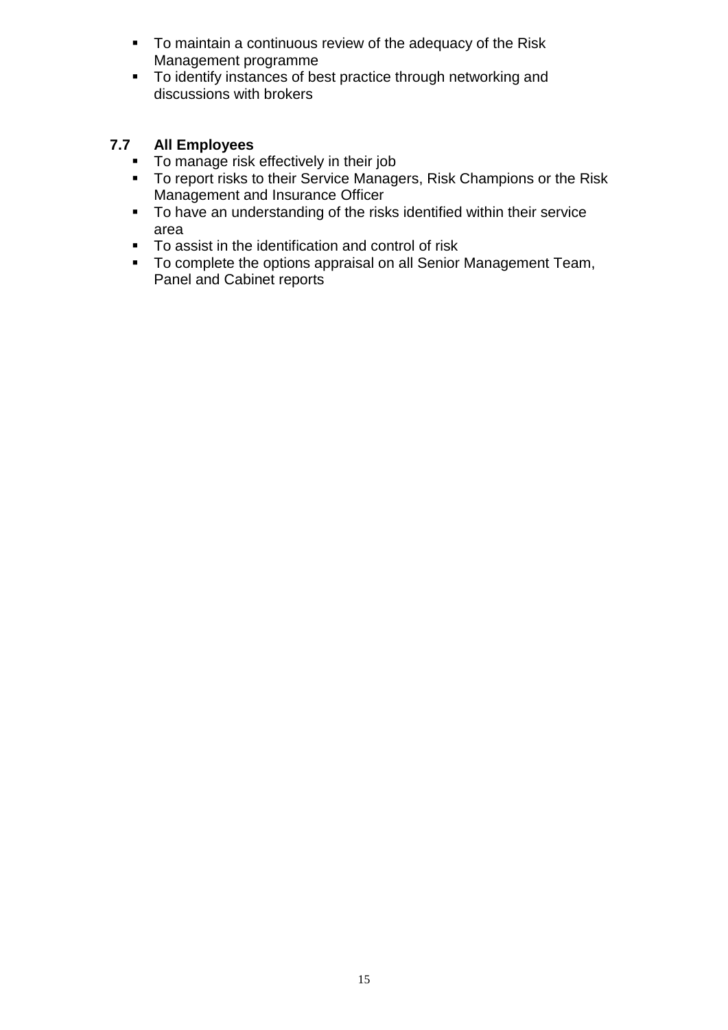- To maintain a continuous review of the adequacy of the Risk Management programme
- To identify instances of best practice through networking and discussions with brokers

### 7.7 All Employees

- To manage risk effectively in their job
- To report risks to their Service Managers, Risk Champions or the Risk Management and Insurance Officer
- To have an understanding of the risks identified within their service area
- To assist in the identification and control of risk
- To complete the options appraisal on all Senior Management Team, Panel and Cabinet reports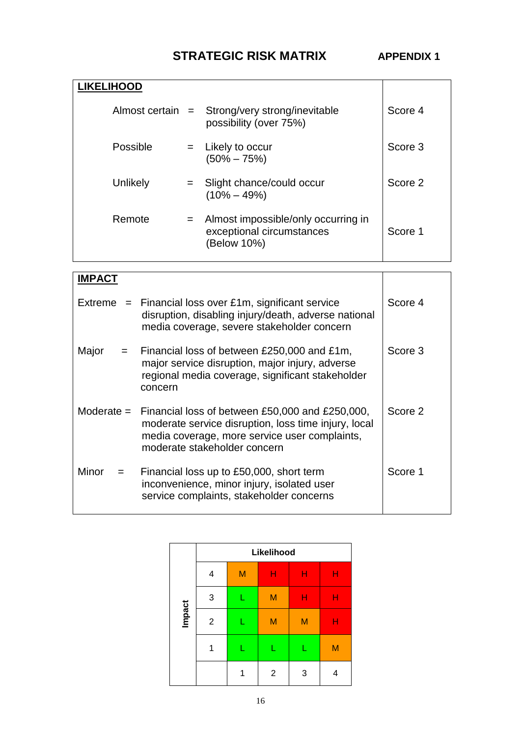# STRATEGIC RISK MATRIX

**APPENDIX 1**

| **LIKELIHOOD** | | |
|---|---|---|
| Almost certain = | Strong/very strong/inevitable possibility (over 75%) | Score 4 |
| Possible = | Likely to occur (50% – 75%) | Score 3 |
| Unlikely = | Slight chance/could occur (10% – 49%) | Score 2 |
| Remote = | Almost impossible/only occurring in exceptional circumstances (Below 10%) | Score 1 |

| **IMPACT** | | |
|---|---|---|
| Extreme = | Financial loss over £1m, significant service disruption, disabling injury/death, adverse national media coverage, severe stakeholder concern | Score 4 |
| Major = | Financial loss of between £250,000 and £1m, major service disruption, major injury, adverse regional media coverage, significant stakeholder concern | Score 3 |
| Moderate = | Financial loss of between £50,000 and £250,000, moderate service disruption, loss time injury, local media coverage, more service user complaints, moderate stakeholder concern | Score 2 |
| Minor = | Financial loss up to £50,000, short term inconvenience, minor injury, isolated user service complaints, stakeholder concerns | Score 1 |

| Impact | Likelihood 1 | Likelihood 2 | Likelihood 3 | Likelihood 4 |
|---|---|---|---|---|
| 4 | M | H | H | H |
| 3 | L | M | H | H |
| 2 | L | M | M | H |
| 1 | L | L | L | M |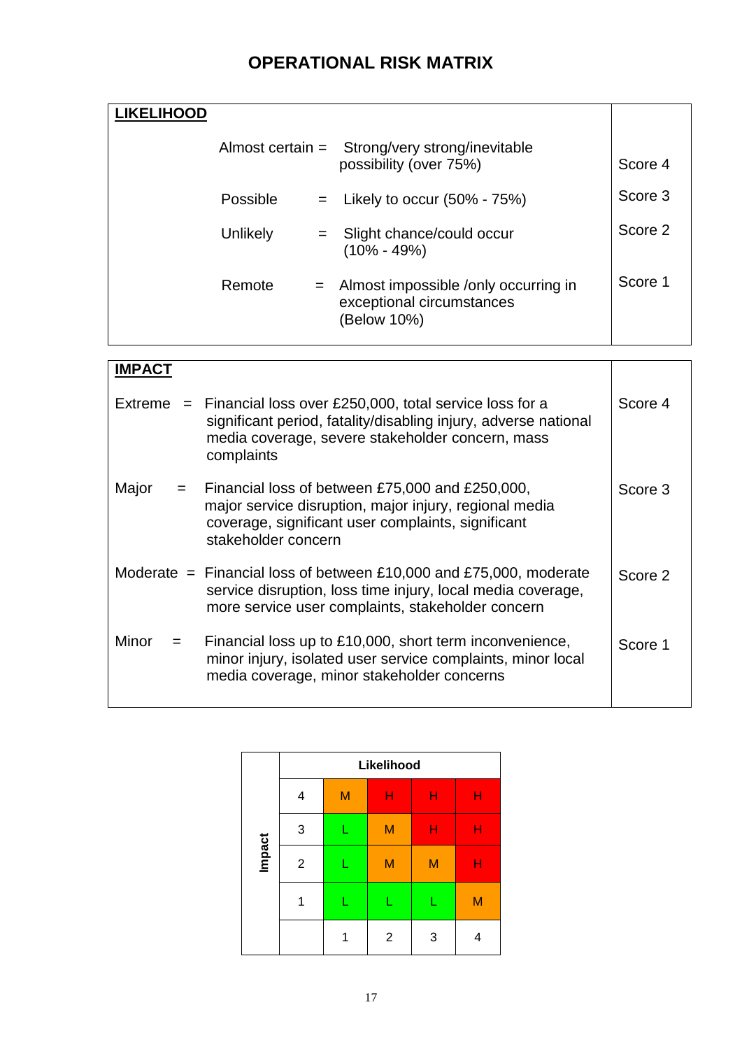# OPERATIONAL RISK MATRIX

| **LIKELIHOOD** | | |
|---|---|---|
| Almost certain | = Strong/very strong/inevitable possibility (over 75%) | Score 4 |
| Possible | = Likely to occur (50% - 75%) | Score 3 |
| Unlikely | = Slight chance/could occur (10% - 49%) | Score 2 |
| Remote | = Almost impossible /only occurring in exceptional circumstances (Below 10%) | Score 1 |

| **IMPACT** | | |
|---|---|---|
| Extreme | = Financial loss over £250,000, total service loss for a significant period, fatality/disabling injury, adverse national media coverage, severe stakeholder concern, mass complaints | Score 4 |
| Major | = Financial loss of between £75,000 and £250,000, major service disruption, major injury, regional media coverage, significant user complaints, significant stakeholder concern | Score 3 |
| Moderate | = Financial loss of between £10,000 and £75,000, moderate service disruption, loss time injury, local media coverage, more service user complaints, stakeholder concern | Score 2 |
| Minor | = Financial loss up to £10,000, short term inconvenience, minor injury, isolated user service complaints, minor local media coverage, minor stakeholder concerns | Score 1 |

| Impact | Likelihood | | | | |
|---|---|---|---|---|---|
| | 4 | M | H | H | H |
| | 3 | L | M | H | H |
| | 2 | L | M | M | H |
| | 1 | L | L | L | M |
| | | 1 | 2 | 3 | 4 |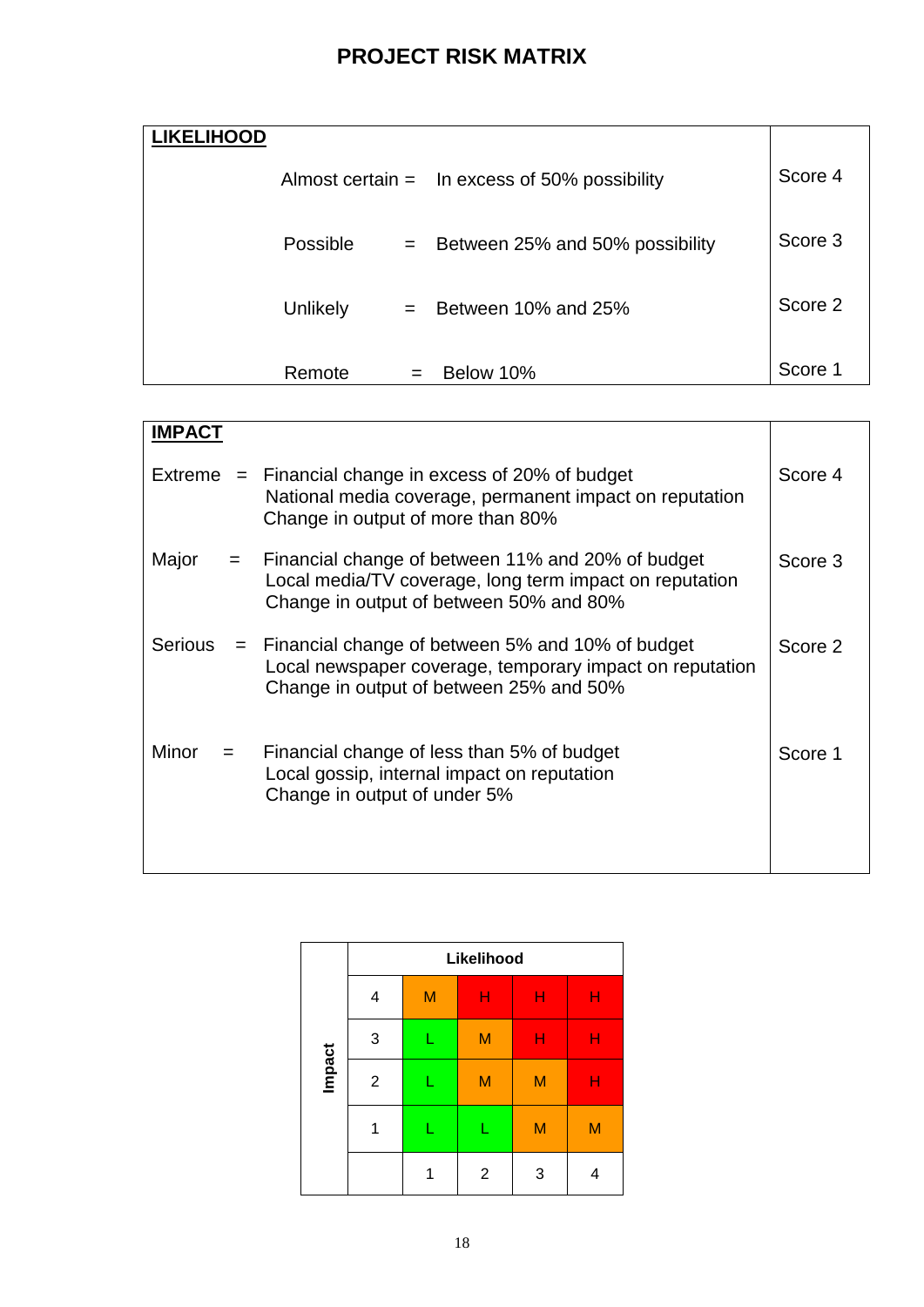# PROJECT RISK MATRIX

| LIKELIHOOD | |
|---|---|
| Almost certain = In excess of 50% possibility | Score 4 |
| Possible = Between 25% and 50% possibility | Score 3 |
| Unlikely = Between 10% and 25% | Score 2 |
| Remote = Below 10% | Score 1 |

| IMPACT | |
|---|---|
| Extreme = Financial change in excess of 20% of budget<br>National media coverage, permanent impact on reputation<br>Change in output of more than 80% | Score 4 |
| Major = Financial change of between 11% and 20% of budget<br>Local media/TV coverage, long term impact on reputation<br>Change in output of between 50% and 80% | Score 3 |
| Serious = Financial change of between 5% and 10% of budget<br>Local newspaper coverage, temporary impact on reputation<br>Change in output of between 25% and 50% | Score 2 |
| Minor = Financial change of less than 5% of budget<br>Local gossip, internal impact on reputation<br>Change in output of under 5% | Score 1 |

| Impact | | Likelihood | | | |
|---|---|---|---|---|---|
| | 4 | M | H | H | H |
| | 3 | L | M | H | H |
| | 2 | L | M | M | H |
| | 1 | L | L | M | M |
| | | 1 | 2 | 3 | 4 |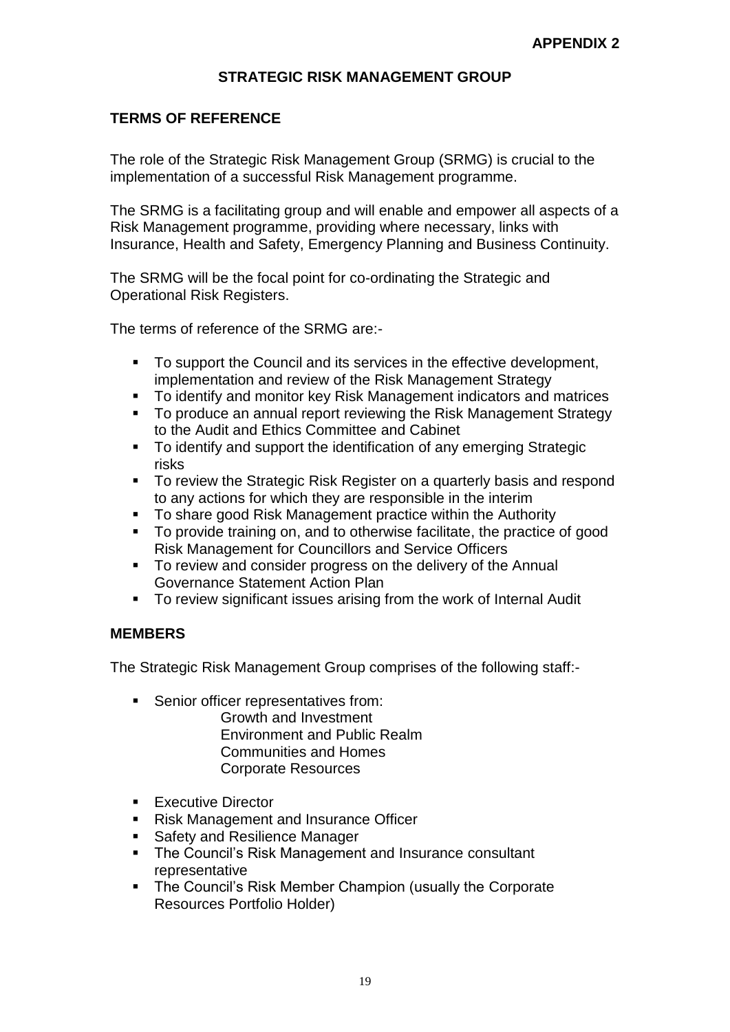**APPENDIX 2**

# STRATEGIC RISK MANAGEMENT GROUP

## TERMS OF REFERENCE

The role of the Strategic Risk Management Group (SRMG) is crucial to the implementation of a successful Risk Management programme.

The SRMG is a facilitating group and will enable and empower all aspects of a Risk Management programme, providing where necessary, links with Insurance, Health and Safety, Emergency Planning and Business Continuity.

The SRMG will be the focal point for co-ordinating the Strategic and Operational Risk Registers.

The terms of reference of the SRMG are:-

- To support the Council and its services in the effective development, implementation and review of the Risk Management Strategy
- To identify and monitor key Risk Management indicators and matrices
- To produce an annual report reviewing the Risk Management Strategy to the Audit and Ethics Committee and Cabinet
- To identify and support the identification of any emerging Strategic risks
- To review the Strategic Risk Register on a quarterly basis and respond to any actions for which they are responsible in the interim
- To share good Risk Management practice within the Authority
- To provide training on, and to otherwise facilitate, the practice of good Risk Management for Councillors and Service Officers
- To review and consider progress on the delivery of the Annual Governance Statement Action Plan
- To review significant issues arising from the work of Internal Audit

## MEMBERS

The Strategic Risk Management Group comprises of the following staff:-

- Senior officer representatives from:
  - Growth and Investment
  - Environment and Public Realm
  - Communities and Homes
  - Corporate Resources
- Executive Director
- Risk Management and Insurance Officer
- Safety and Resilience Manager
- The Council's Risk Management and Insurance consultant representative
- The Council's Risk Member Champion (usually the Corporate Resources Portfolio Holder)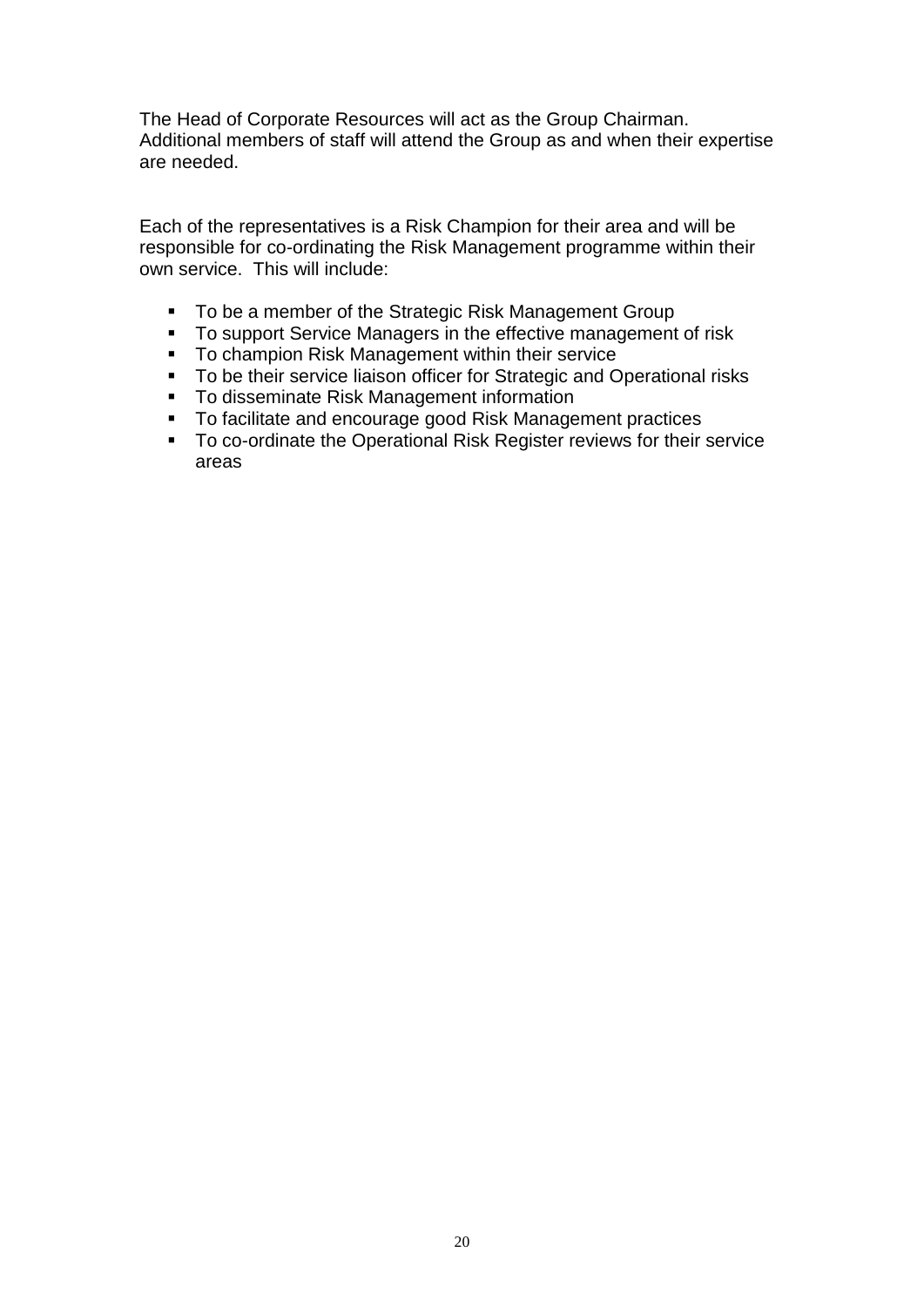The Head of Corporate Resources will act as the Group Chairman. Additional members of staff will attend the Group as and when their expertise are needed.

Each of the representatives is a Risk Champion for their area and will be responsible for co-ordinating the Risk Management programme within their own service. This will include:

- To be a member of the Strategic Risk Management Group
- To support Service Managers in the effective management of risk
- To champion Risk Management within their service
- To be their service liaison officer for Strategic and Operational risks
- To disseminate Risk Management information
- To facilitate and encourage good Risk Management practices
- To co-ordinate the Operational Risk Register reviews for their service areas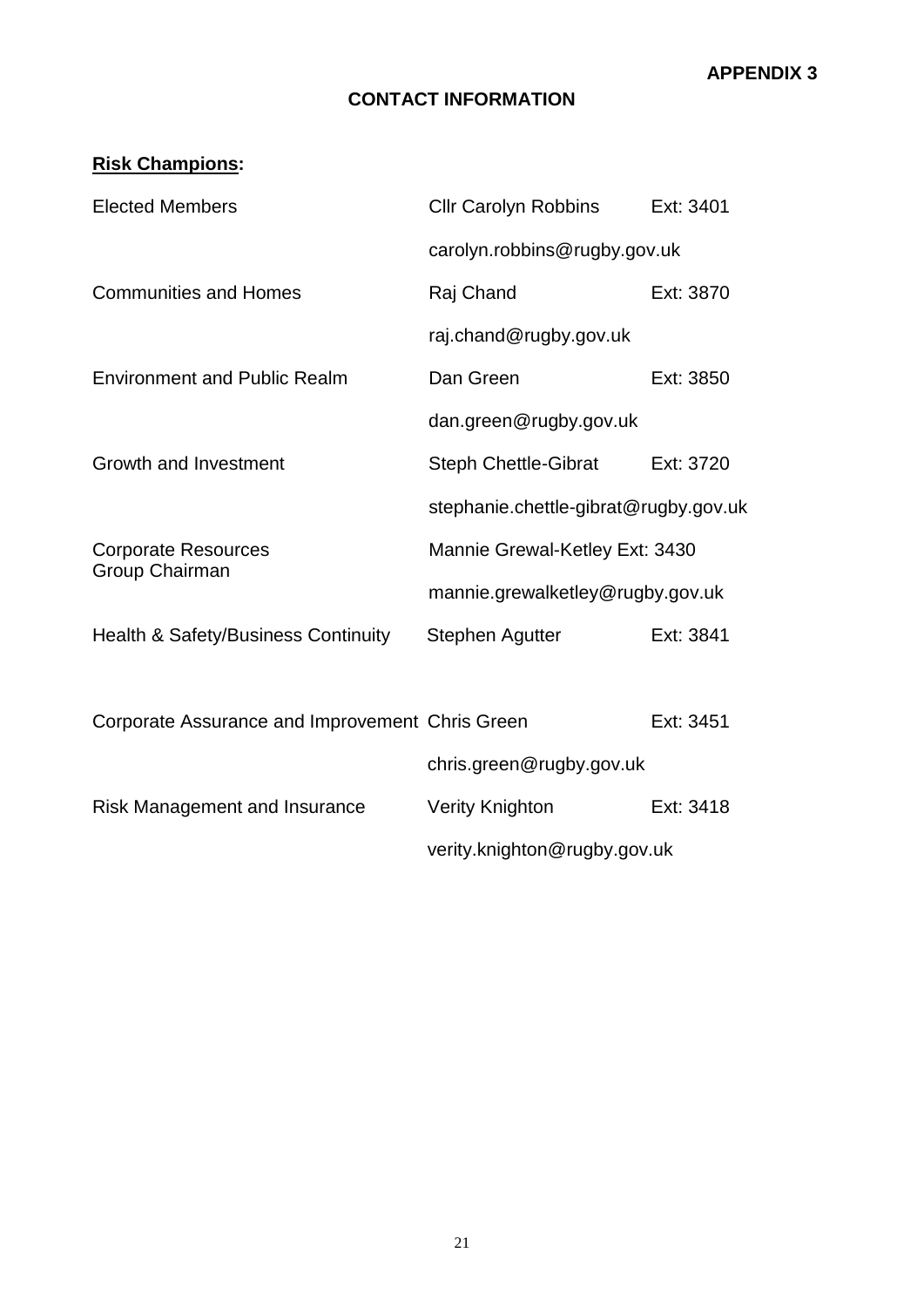**APPENDIX 3**

## CONTACT INFORMATION

**Risk Champions:**

| | | |
|---|---|---|
| Elected Members | Cllr Carolyn Robbins | Ext: 3401 |
| | carolyn.robbins@rugby.gov.uk | |
| Communities and Homes | Raj Chand | Ext: 3870 |
| | raj.chand@rugby.gov.uk | |
| Environment and Public Realm | Dan Green | Ext: 3850 |
| | dan.green@rugby.gov.uk | |
| Growth and Investment | Steph Chettle-Gibrat | Ext: 3720 |
| | stephanie.chettle-gibrat@rugby.gov.uk | |
| Corporate Resources Group Chairman | Mannie Grewal-Ketley | Ext: 3430 |
| | mannie.grewalketley@rugby.gov.uk | |
| Health & Safety/Business Continuity | Stephen Agutter | Ext: 3841 |
| Corporate Assurance and Improvement | Chris Green | Ext: 3451 |
| | chris.green@rugby.gov.uk | |
| Risk Management and Insurance | Verity Knighton | Ext: 3418 |
| | verity.knighton@rugby.gov.uk | |